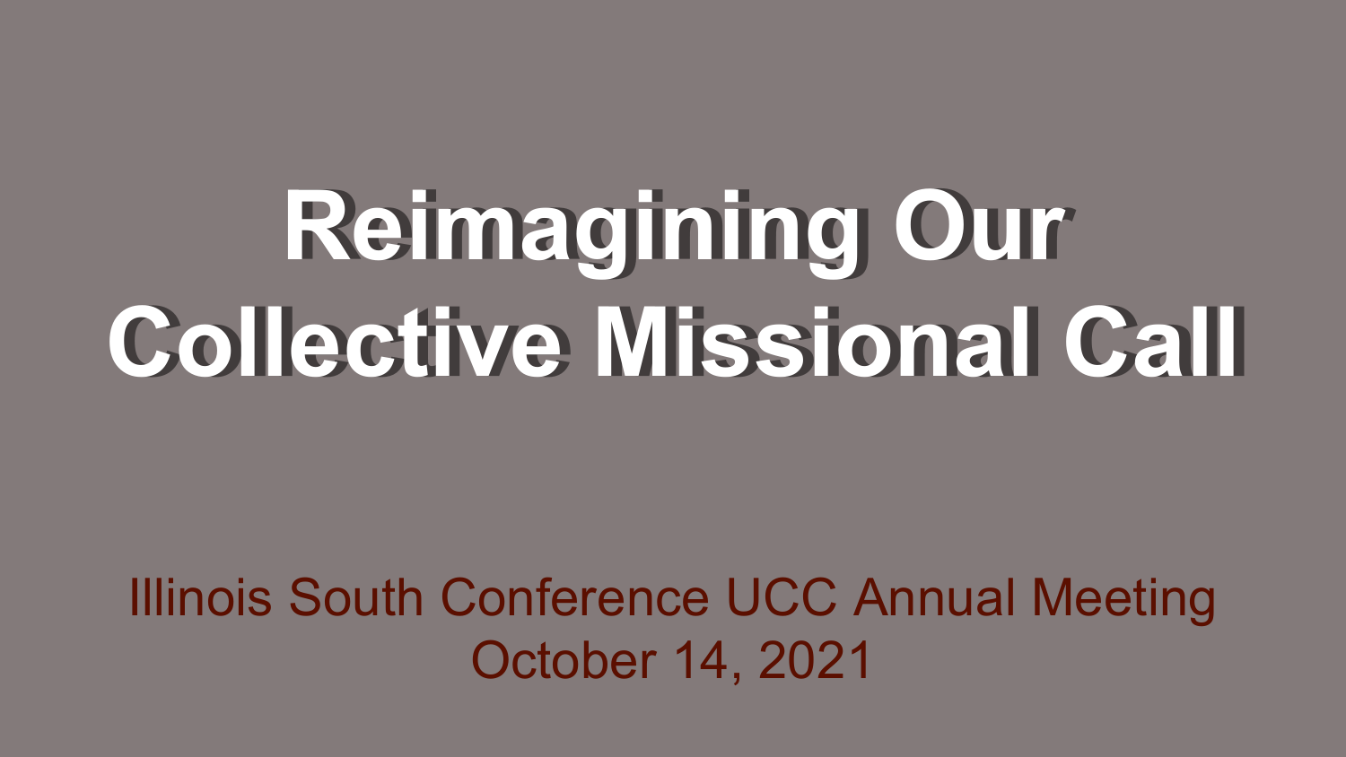# Reimagining Our Collective Missional Call

Illinois South Conference UCC Annual Meeting
October 14, 2021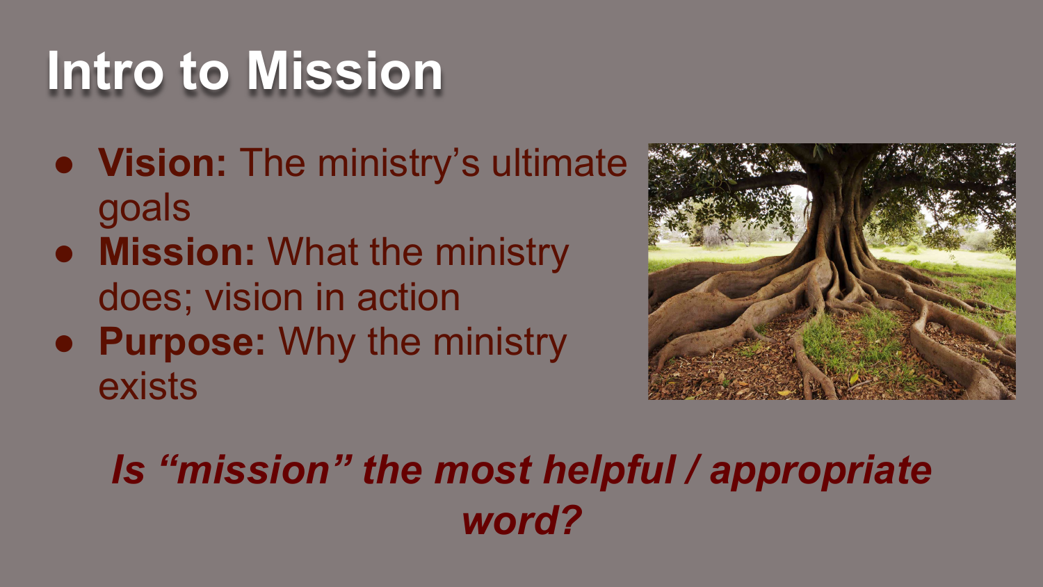# Intro to Mission

- **Vision:** The ministry's ultimate goals
- **Mission:** What the ministry does; vision in action
- **Purpose:** Why the ministry exists

***Is "mission" the most helpful / appropriate word?***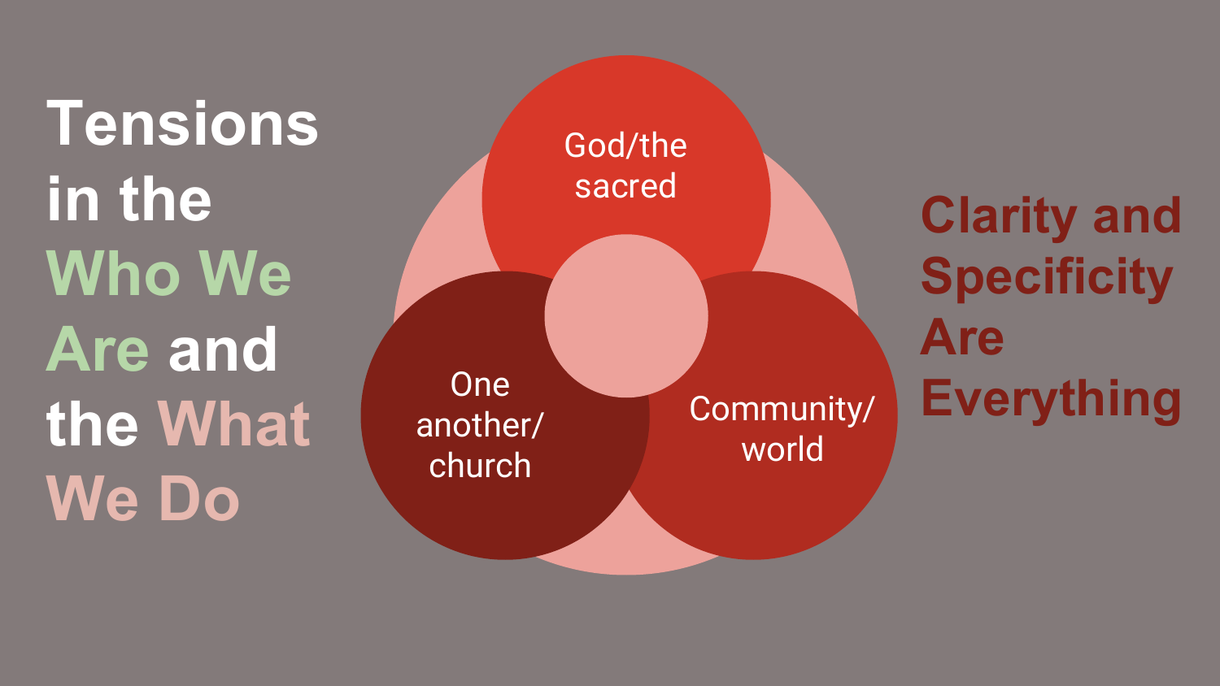# Tensions in the Who We Are and the What We Do

God/the sacred

One another/church

Community/world

## Clarity and Specificity Are Everything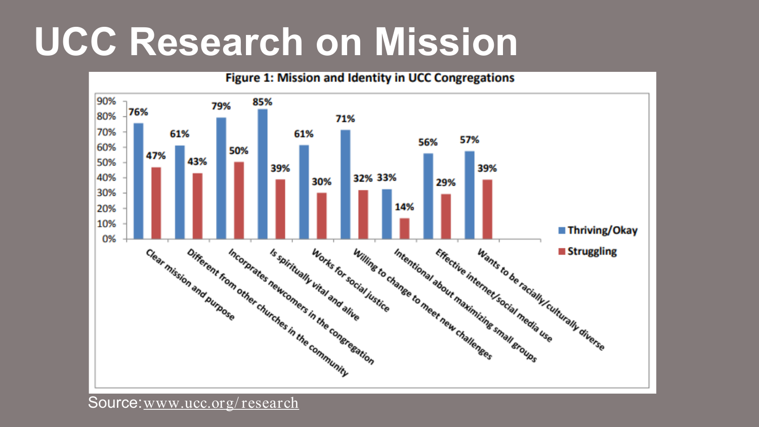# UCC Research on Mission

**Figure 1: Mission and Identity in UCC Congregations**

| | Thriving/Okay | Struggling |
|---|---|---|
| Clear mission and purpose | 76% | 47% |
| Different from other churches in the community | 61% | 43% |
| Incorprates newcomers in the congregation | 79% | 50% |
| Is spiritually vital and alive | 85% | 39% |
| Works for social justice | 61% | 30% |
| Willing to change to meet new challenges | 71% | 32% |
| Intentional about maximizing small groups | 33% | 14% |
| Effective internet/social media use | 56% | 29% |
| Wants to be racially/culturally diverse | 57% | 39% |

Source: www.ucc.org/research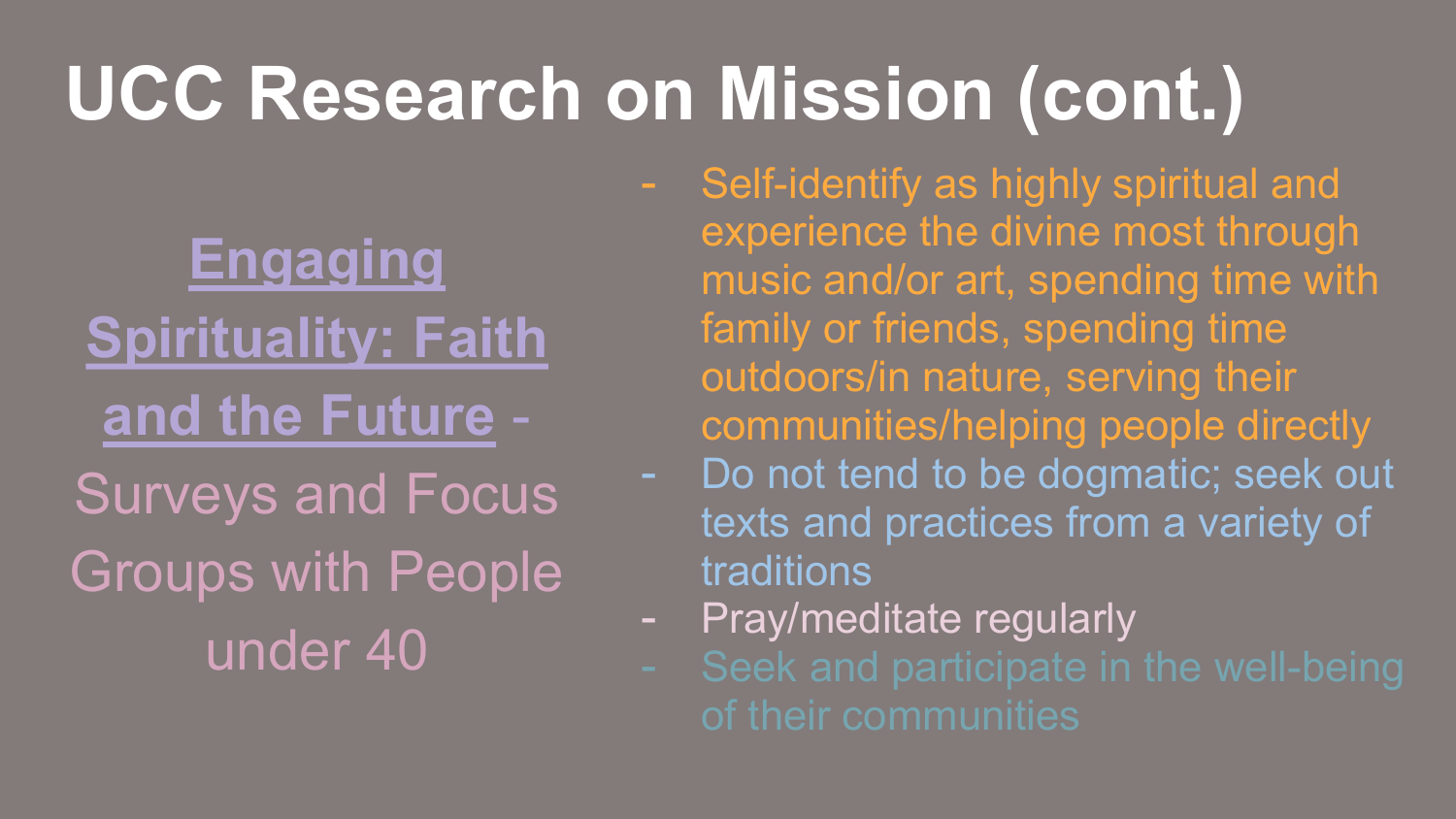# UCC Research on Mission (cont.)

**Engaging Spirituality: Faith and the Future** - Surveys and Focus Groups with People under 40

- Self-identify as highly spiritual and experience the divine most through music and/or art, spending time with family or friends, spending time outdoors/in nature, serving their communities/helping people directly
- Do not tend to be dogmatic; seek out texts and practices from a variety of traditions
- Pray/meditate regularly
- Seek and participate in the well-being of their communities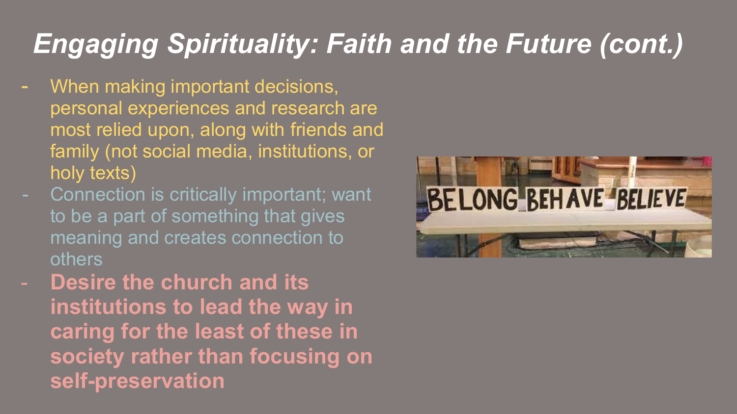# *Engaging Spirituality: Faith and the Future (cont.)*

- When making important decisions, personal experiences and research are most relied upon, along with friends and family (not social media, institutions, or holy texts)
- Connection is critically important; want to be a part of something that gives meaning and creates connection to others
- **Desire the church and its institutions to lead the way in caring for the least of these in society rather than focusing on self-preservation**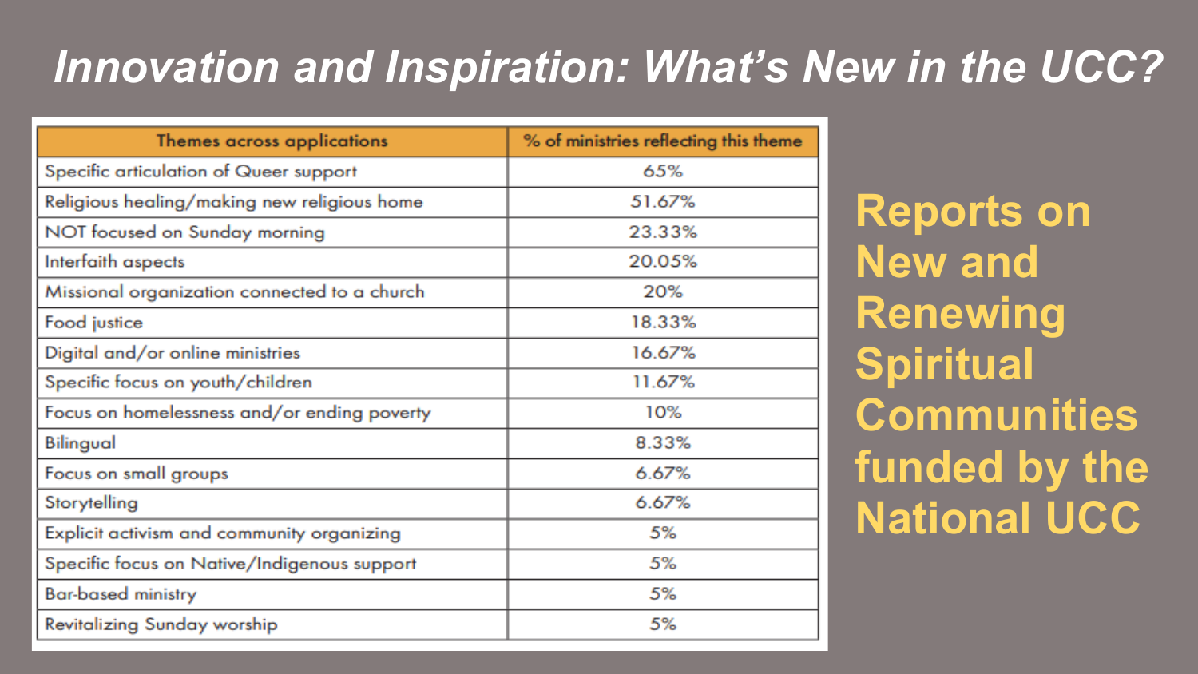# Innovation and Inspiration: What's New in the UCC?

| Themes across applications | % of ministries reflecting this theme |
|---|---|
| Specific articulation of Queer support | 65% |
| Religious healing/making new religious home | 51.67% |
| NOT focused on Sunday morning | 23.33% |
| Interfaith aspects | 20.05% |
| Missional organization connected to a church | 20% |
| Food justice | 18.33% |
| Digital and/or online ministries | 16.67% |
| Specific focus on youth/children | 11.67% |
| Focus on homelessness and/or ending poverty | 10% |
| Bilingual | 8.33% |
| Focus on small groups | 6.67% |
| Storytelling | 6.67% |
| Explicit activism and community organizing | 5% |
| Specific focus on Native/Indigenous support | 5% |
| Bar-based ministry | 5% |
| Revitalizing Sunday worship | 5% |

**Reports on New and Renewing Spiritual Communities funded by the National UCC**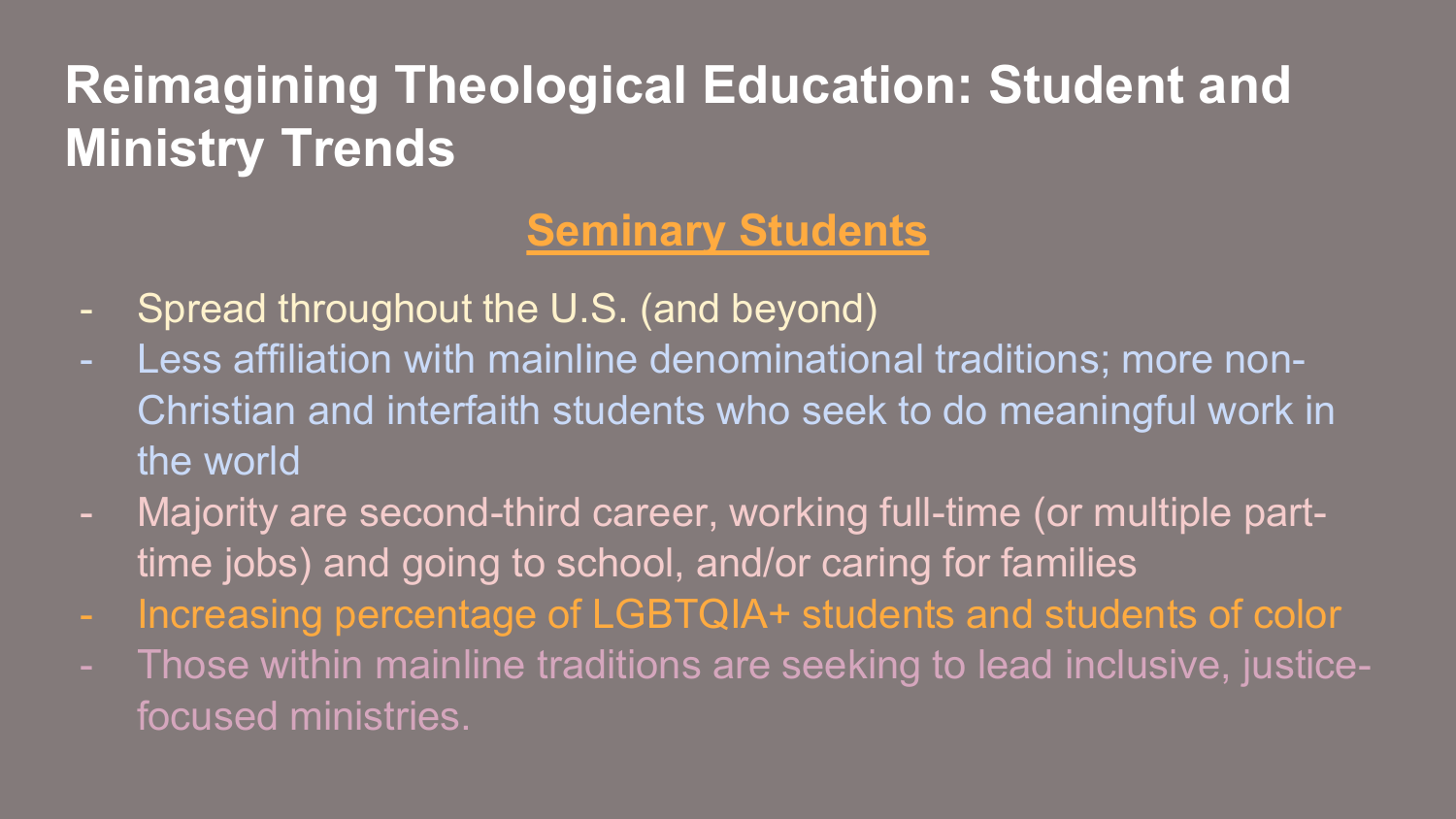# Reimagining Theological Education: Student and Ministry Trends

## Seminary Students

- Spread throughout the U.S. (and beyond)
- Less affiliation with mainline denominational traditions; more non-Christian and interfaith students who seek to do meaningful work in the world
- Majority are second-third career, working full-time (or multiple part-time jobs) and going to school, and/or caring for families
- Increasing percentage of LGBTQIA+ students and students of color
- Those within mainline traditions are seeking to lead inclusive, justice-focused ministries.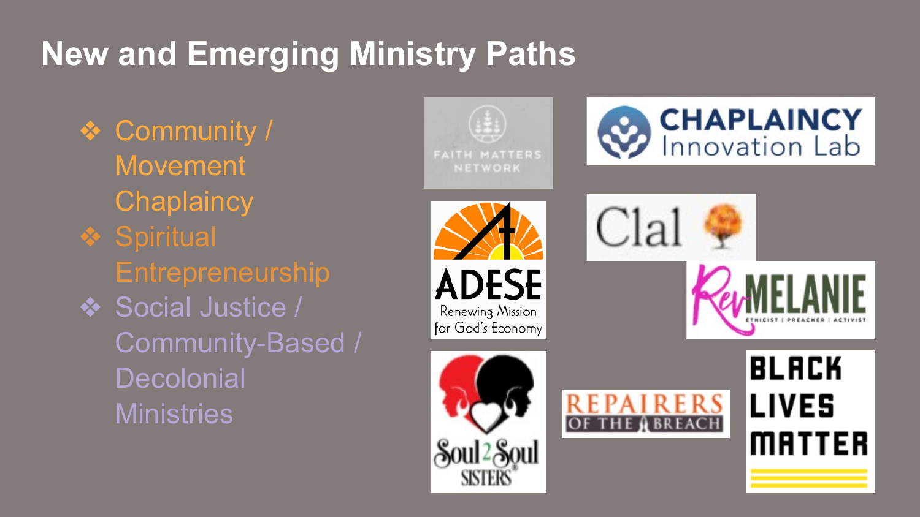# New and Emerging Ministry Paths

- Community / Movement Chaplaincy
- Spiritual Entrepreneurship
- Social Justice / Community-Based / Decolonial Ministries

FAITH MATTERS NETWORK

CHAPLAINCY Innovation Lab

ADESE Renewing Mission for God's Economy

Clal

RevMELANIE ETHICIST | PREACHER | ACTIVIST

Soul 2 Soul SISTERS

REPAIRERS OF THE BREACH

BLACK LIVES MATTER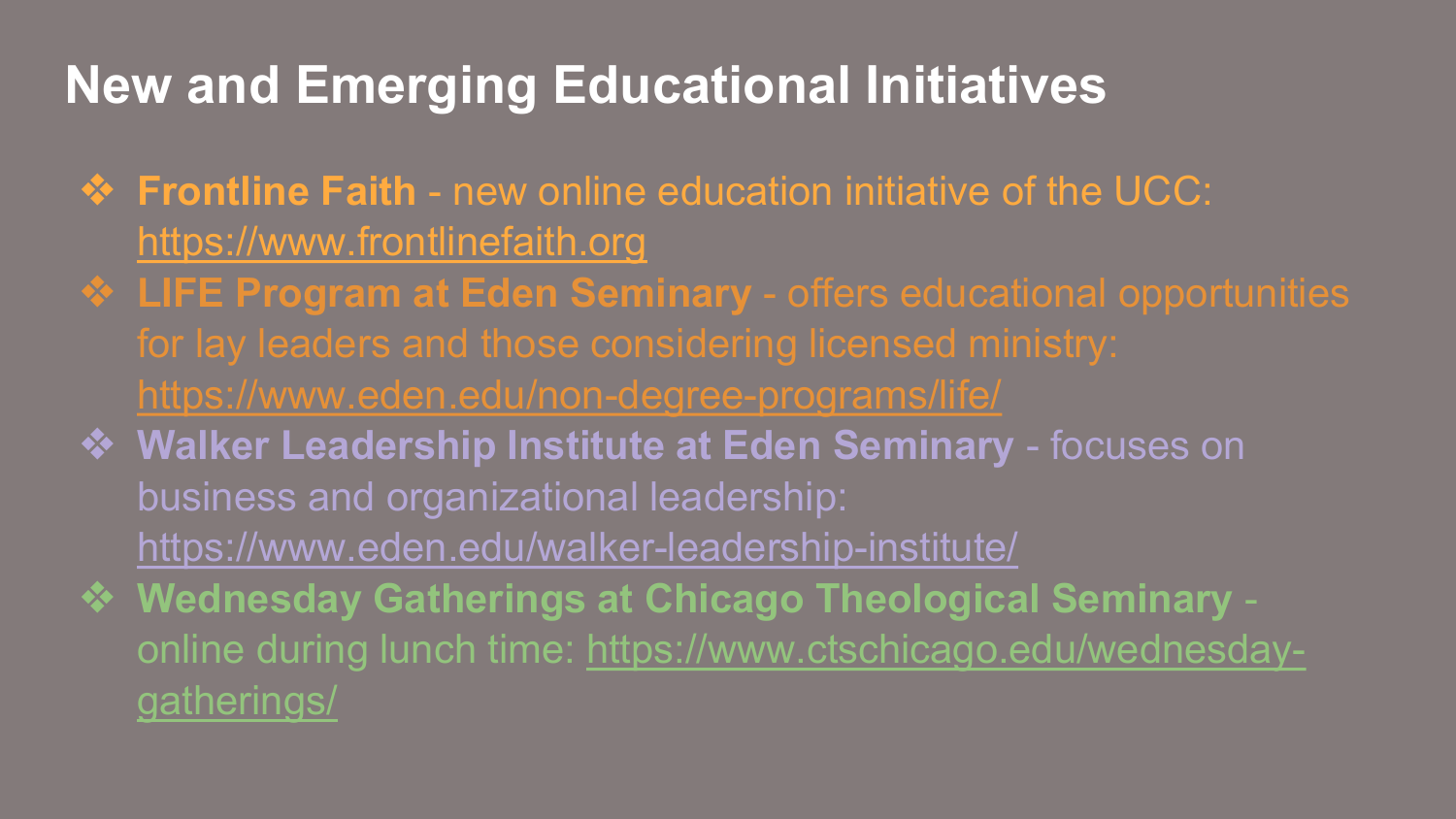# New and Emerging Educational Initiatives

- **Frontline Faith** - new online education initiative of the UCC: https://www.frontlinefaith.org
- **LIFE Program at Eden Seminary** - offers educational opportunities for lay leaders and those considering licensed ministry: https://www.eden.edu/non-degree-programs/life/
- **Walker Leadership Institute at Eden Seminary** - focuses on business and organizational leadership: https://www.eden.edu/walker-leadership-institute/
- **Wednesday Gatherings at Chicago Theological Seminary** - online during lunch time: https://www.ctschicago.edu/wednesday-gatherings/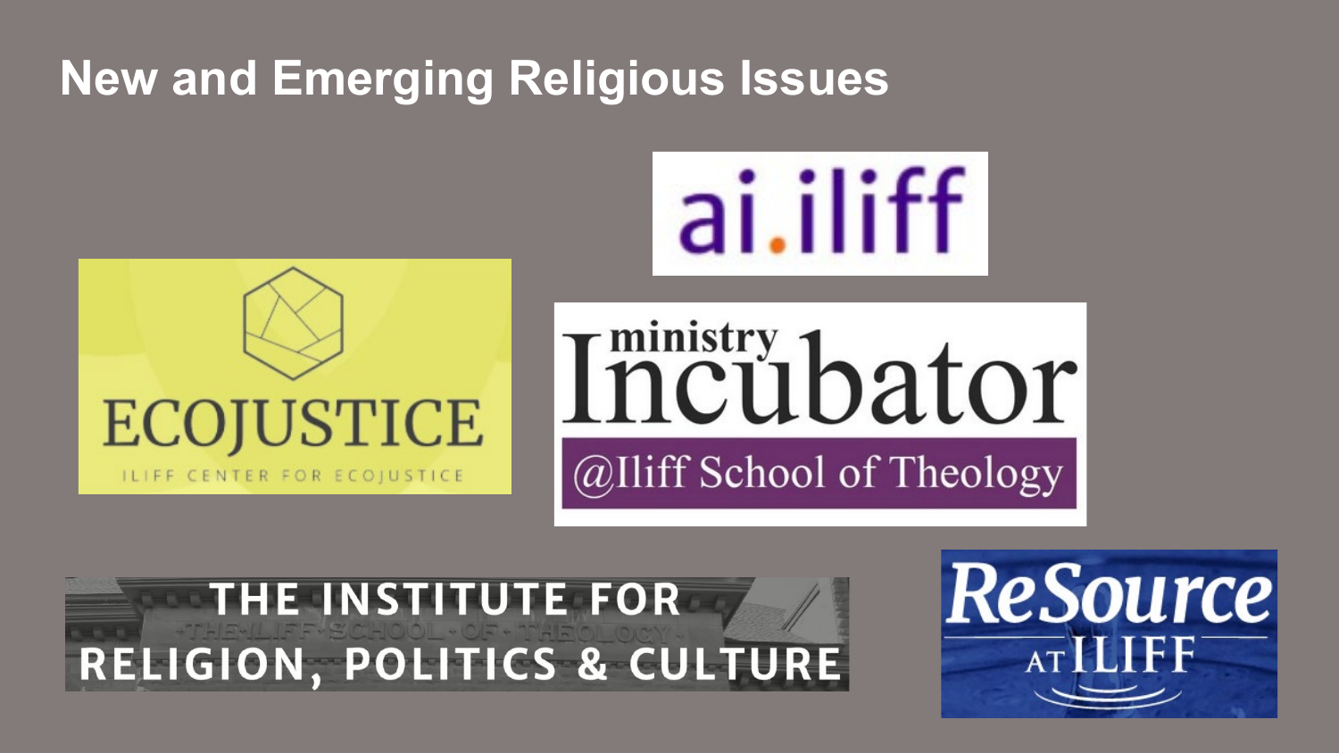# New and Emerging Religious Issues

ai.iliff

ECOJUSTICE

ILIFF CENTER FOR ECOJUSTICE

ministry Incubator

@Iliff School of Theology

THE INSTITUTE FOR RELIGION, POLITICS & CULTURE

ReSource AT ILIFF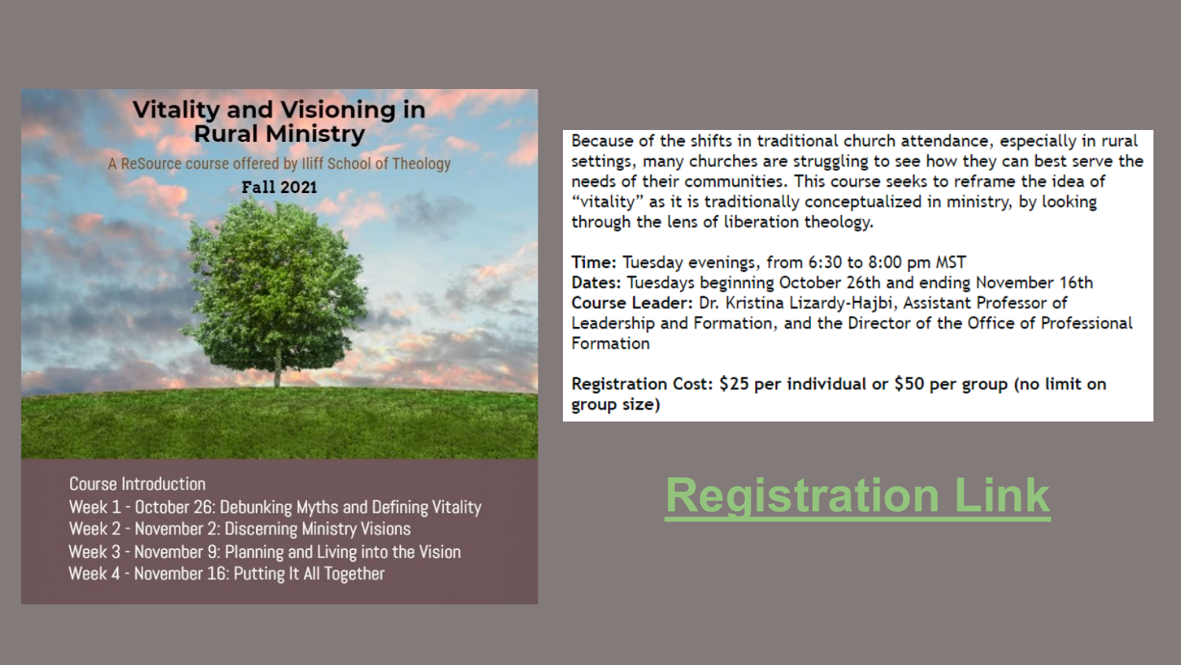# Vitality and Visioning in Rural Ministry

A ReSource course offered by Iliff School of Theology

**Fall 2021**

Course Introduction

- Week 1 - October 26: Debunking Myths and Defining Vitality
- Week 2 - November 2: Discerning Ministry Visions
- Week 3 - November 9: Planning and Living into the Vision
- Week 4 - November 16: Putting It All Together

Because of the shifts in traditional church attendance, especially in rural settings, many churches are struggling to see how they can best serve the needs of their communities. This course seeks to reframe the idea of "vitality" as it is traditionally conceptualized in ministry, by looking through the lens of liberation theology.

**Time:** Tuesday evenings, from 6:30 to 8:00 pm MST
**Dates:** Tuesdays beginning October 26th and ending November 16th
**Course Leader:** Dr. Kristina Lizardy-Hajbi, Assistant Professor of Leadership and Formation, and the Director of the Office of Professional Formation

**Registration Cost: $25 per individual or $50 per group (no limit on group size)**

**Registration Link**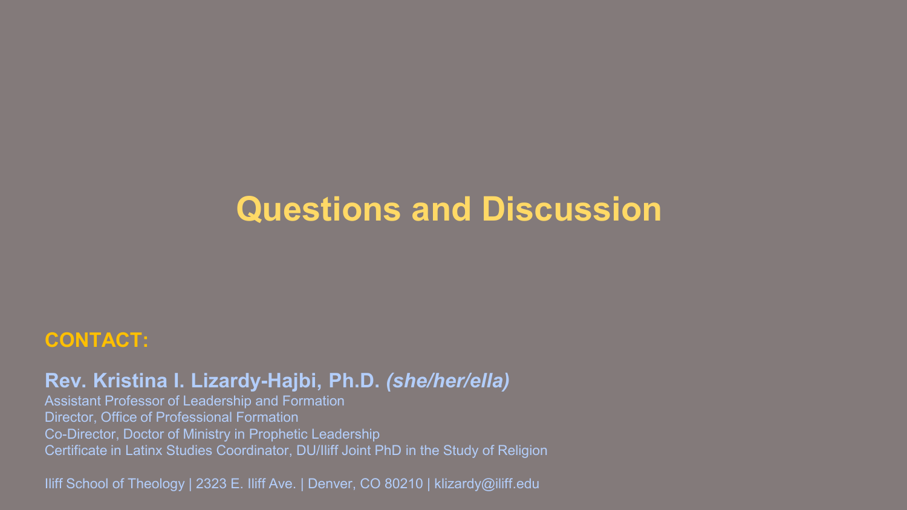# Questions and Discussion

**CONTACT:**

**Rev. Kristina I. Lizardy-Hajbi, Ph.D.** ***(she/her/ella)***

Assistant Professor of Leadership and Formation
Director, Office of Professional Formation
Co-Director, Doctor of Ministry in Prophetic Leadership
Certificate in Latinx Studies Coordinator, DU/Iliff Joint PhD in the Study of Religion

Iliff School of Theology | 2323 E. Iliff Ave. | Denver, CO 80210 | klizardy@iliff.edu